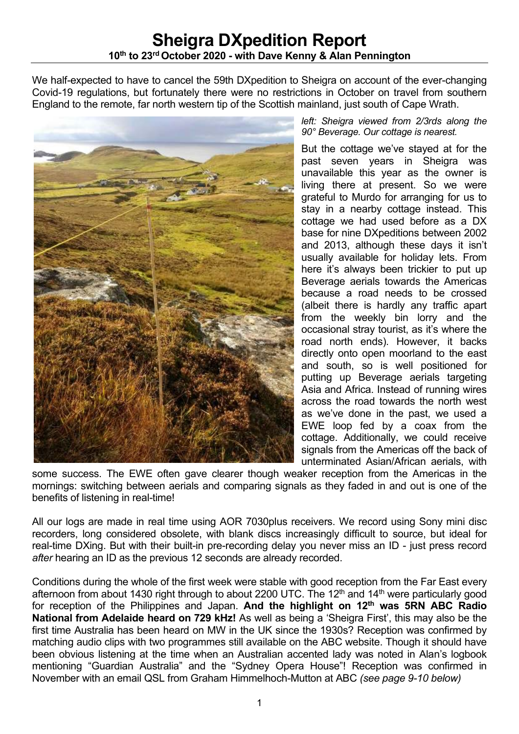# Sheigra DXpedition Report

**10th to 23rd October 2020 - with Dave Kenny & Alan Pennington**

We half-expected to have to cancel the 59th DXpedition to Sheigra on account of the ever-changing Covid-19 regulations, but fortunately there were no restrictions in October on travel from southern England to the remote, far north western tip of the Scottish mainland, just south of Cape Wrath.

*left: Sheigra viewed from 2/3rds along the 90° Beverage. Our cottage is nearest.*

But the cottage we've stayed at for the past seven years in Sheigra was unavailable this year as the owner is living there at present. So we were grateful to Murdo for arranging for us to stay in a nearby cottage instead. This cottage we had used before as a DX base for nine DXpeditions between 2002 and 2013, although these days it isn't usually available for holiday lets. From here it's always been trickier to put up Beverage aerials towards the Americas because a road needs to be crossed (albeit there is hardly any traffic apart from the weekly bin lorry and the occasional stray tourist, as it's where the road north ends). However, it backs directly onto open moorland to the east and south, so is well positioned for putting up Beverage aerials targeting Asia and Africa. Instead of running wires across the road towards the north west as we've done in the past, we used a EWE loop fed by a coax from the cottage. Additionally, we could receive signals from the Americas off the back of unterminated Asian/African aerials, with some success. The EWE often gave clearer though weaker reception from the Americas in the mornings: switching between aerials and comparing signals as they faded in and out is one of the benefits of listening in real-time!

All our logs are made in real time using AOR 7030plus receivers. We record using Sony mini disc recorders, long considered obsolete, with blank discs increasingly difficult to source, but ideal for real-time DXing. But with their built-in pre-recording delay you never miss an ID - just press record *after* hearing an ID as the previous 12 seconds are already recorded.

Conditions during the whole of the first week were stable with good reception from the Far East every afternoon from about 1430 right through to about 2200 UTC. The 12th and 14th were particularly good for reception of the Philippines and Japan. **And the highlight on 12th was 5RN ABC Radio National from Adelaide heard on 729 kHz!** As well as being a 'Sheigra First', this may also be the first time Australia has been heard on MW in the UK since the 1930s? Reception was confirmed by matching audio clips with two programmes still available on the ABC website. Though it should have been obvious listening at the time when an Australian accented lady was noted in Alan's logbook mentioning "Guardian Australia" and the "Sydney Opera House"! Reception was confirmed in November with an email QSL from Graham Himmelhoch-Mutton at ABC *(see page 9-10 below)*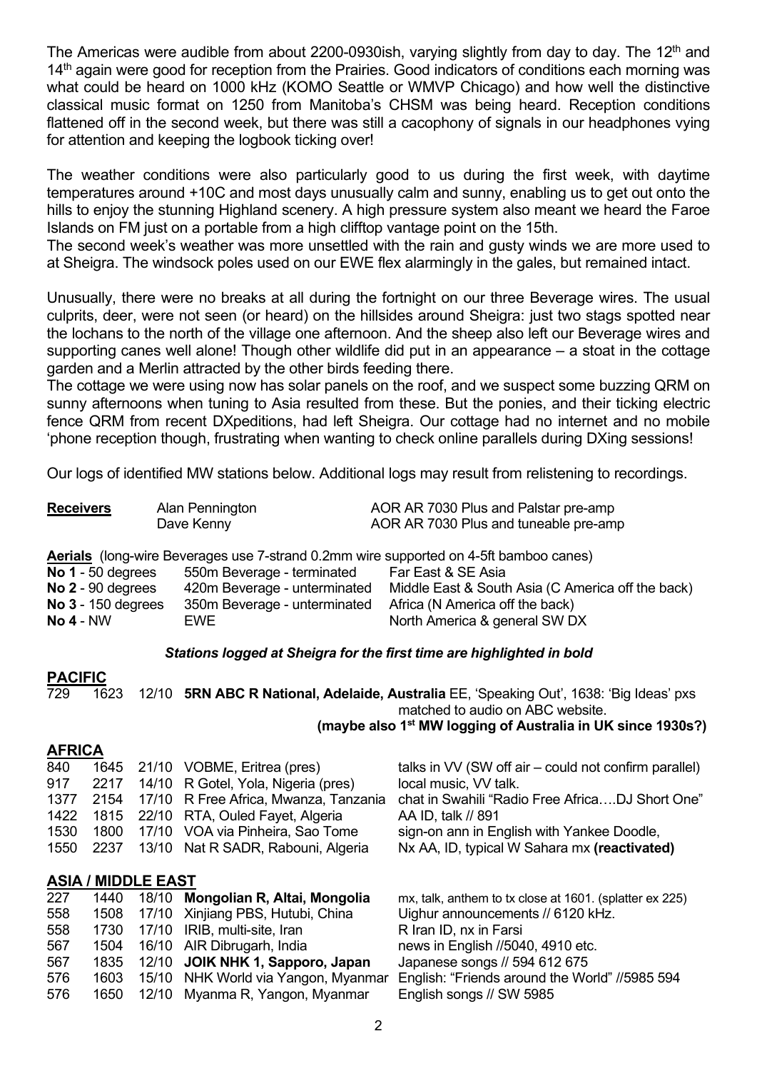The Americas were audible from about 2200-0930ish, varying slightly from day to day. The 12th and 14th again were good for reception from the Prairies. Good indicators of conditions each morning was what could be heard on 1000 kHz (KOMO Seattle or WMVP Chicago) and how well the distinctive classical music format on 1250 from Manitoba's CHSM was being heard. Reception conditions flattened off in the second week, but there was still a cacophony of signals in our headphones vying for attention and keeping the logbook ticking over!

The weather conditions were also particularly good to us during the first week, with daytime temperatures around +10C and most days unusually calm and sunny, enabling us to get out onto the hills to enjoy the stunning Highland scenery. A high pressure system also meant we heard the Faroe Islands on FM just on a portable from a high clifftop vantage point on the 15th.
The second week's weather was more unsettled with the rain and gusty winds we are more used to at Sheigra. The windsock poles used on our EWE flex alarmingly in the gales, but remained intact.

Unusually, there were no breaks at all during the fortnight on our three Beverage wires. The usual culprits, deer, were not seen (or heard) on the hillsides around Sheigra: just two stags spotted near the lochans to the north of the village one afternoon. And the sheep also left our Beverage wires and supporting canes well alone! Though other wildlife did put in an appearance – a stoat in the cottage garden and a Merlin attracted by the other birds feeding there.
The cottage we were using now has solar panels on the roof, and we suspect some buzzing QRM on sunny afternoons when tuning to Asia resulted from these. But the ponies, and their ticking electric fence QRM from recent DXpeditions, had left Sheigra. Our cottage had no internet and no mobile 'phone reception though, frustrating when wanting to check online parallels during DXing sessions!

Our logs of identified MW stations below. Additional logs may result from relistening to recordings.

| **Receivers** | Alan Pennington | AOR AR 7030 Plus and Palstar pre-amp |
|---|---|---|
| | Dave Kenny | AOR AR 7030 Plus and tuneable pre-amp |

**Aerials** (long-wire Beverages use 7-strand 0.2mm wire supported on 4-5ft bamboo canes)

| | | |
|---|---|---|
| **No 1** - 50 degrees | 550m Beverage - terminated | Far East & SE Asia |
| **No 2** - 90 degrees | 420m Beverage - unterminated | Middle East & South Asia (C America off the back) |
| **No 3** - 150 degrees | 350m Beverage - unterminated | Africa (N America off the back) |
| **No 4** - NW | EWE | North America & general SW DX |

***Stations logged at Sheigra for the first time are highlighted in bold***

## PACIFIC

| | | | | |
|---|---|---|---|---|
| 729 | 1623 | 12/10 | **5RN ABC R National, Adelaide, Australia** | EE, 'Speaking Out', 1638: 'Big Ideas' pxs matched to audio on ABC website. **(maybe also 1st MW logging of Australia in UK since 1930s?)** |

## AFRICA

| | | | | |
|---|---|---|---|---|
| 840 | 1645 | 21/10 | VOBME, Eritrea (pres) | talks in VV (SW off air – could not confirm parallel) |
| 917 | 2217 | 14/10 | R Gotel, Yola, Nigeria (pres) | local music, VV talk. |
| 1377 | 2154 | 17/10 | R Free Africa, Mwanza, Tanzania | chat in Swahili "Radio Free Africa….DJ Short One" |
| 1422 | 1815 | 22/10 | RTA, Ouled Fayet, Algeria | AA ID, talk // 891 |
| 1530 | 1800 | 17/10 | VOA via Pinheira, Sao Tome | sign-on ann in English with Yankee Doodle, |
| 1550 | 2237 | 13/10 | Nat R SADR, Rabouni, Algeria | Nx AA, ID, typical W Sahara mx **(reactivated)** |

## ASIA / MIDDLE EAST

| | | | | |
|---|---|---|---|---|
| 227 | 1440 | 18/10 | **Mongolian R, Altai, Mongolia** | mx, talk, anthem to tx close at 1601. (splatter ex 225) |
| 558 | 1508 | 17/10 | Xinjiang PBS, Hutubi, China | Uighur announcements // 6120 kHz. |
| 558 | 1730 | 17/10 | IRIB, multi-site, Iran | R Iran ID, nx in Farsi |
| 567 | 1504 | 16/10 | AIR Dibrugarh, India | news in English //5040, 4910 etc. |
| 567 | 1835 | 12/10 | **JOIK NHK 1, Sapporo, Japan** | Japanese songs // 594 612 675 |
| 576 | 1603 | 15/10 | NHK World via Yangon, Myanmar | English: "Friends around the World" //5985 594 |
| 576 | 1650 | 12/10 | Myanma R, Yangon, Myanmar | English songs // SW 5985 |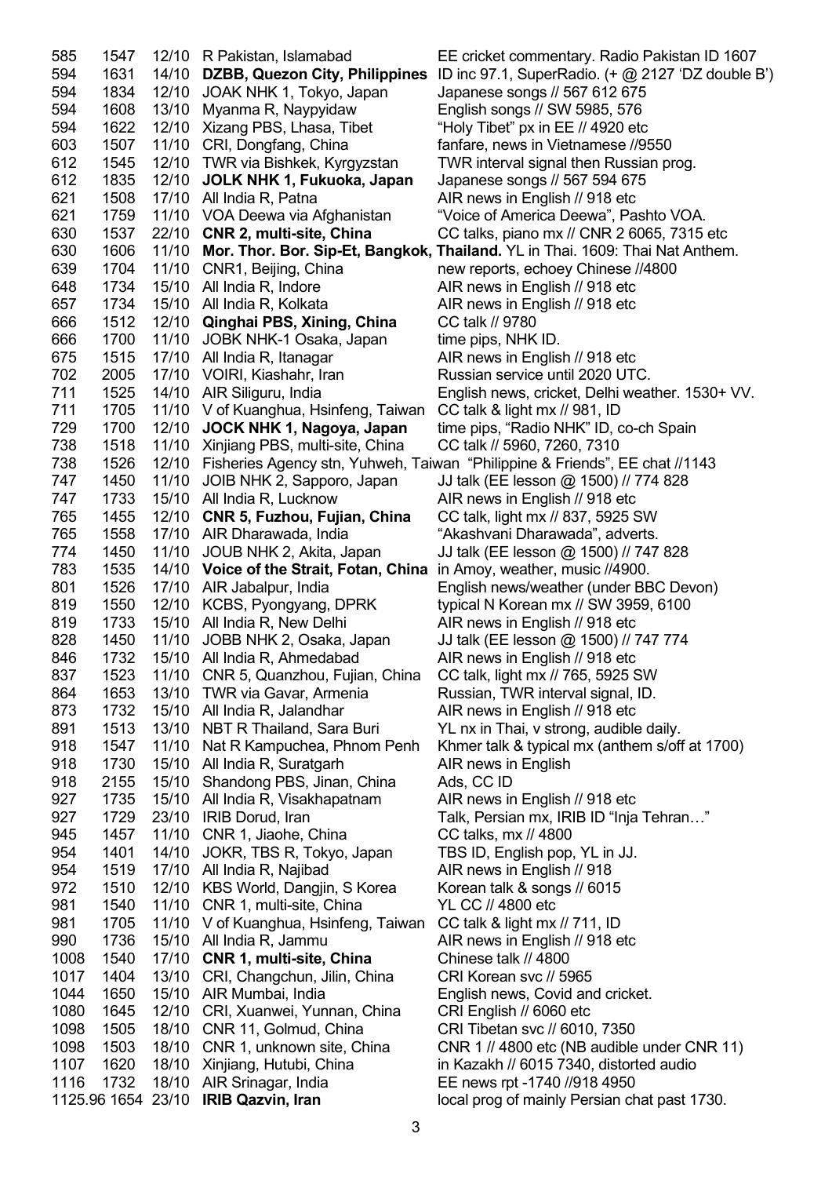| | | | | |
|---|---|---|---|---|
| 585 | 1547 | 12/10 | R Pakistan, Islamabad | EE cricket commentary. Radio Pakistan ID 1607 |
| 594 | 1631 | 14/10 | **DZBB, Quezon City, Philippines** | ID inc 97.1, SuperRadio. (+ @ 2127 'DZ double B') |
| 594 | 1834 | 12/10 | JOAK NHK 1, Tokyo, Japan | Japanese songs // 567 612 675 |
| 594 | 1608 | 13/10 | Myanma R, Naypyidaw | English songs // SW 5985, 576 |
| 594 | 1622 | 12/10 | Xizang PBS, Lhasa, Tibet | "Holy Tibet" px in EE // 4920 etc |
| 603 | 1507 | 11/10 | CRI, Dongfang, China | fanfare, news in Vietnamese //9550 |
| 612 | 1545 | 12/10 | TWR via Bishkek, Kyrgyzstan | TWR interval signal then Russian prog. |
| 612 | 1835 | 12/10 | **JOLK NHK 1, Fukuoka, Japan** | Japanese songs // 567 594 675 |
| 621 | 1508 | 17/10 | All India R, Patna | AIR news in English // 918 etc |
| 621 | 1759 | 11/10 | VOA Deewa via Afghanistan | "Voice of America Deewa", Pashto VOA. |
| 630 | 1537 | 22/10 | **CNR 2, multi-site, China** | CC talks, piano mx // CNR 2 6065, 7315 etc |
| 630 | 1606 | 11/10 | **Mor. Thor. Bor. Sip-Et, Bangkok, Thailand.** | YL in Thai. 1609: Thai Nat Anthem. |
| 639 | 1704 | 11/10 | CNR1, Beijing, China | new reports, echoey Chinese //4800 |
| 648 | 1734 | 15/10 | All India R, Indore | AIR news in English // 918 etc |
| 657 | 1734 | 15/10 | All India R, Kolkata | AIR news in English // 918 etc |
| 666 | 1512 | 12/10 | **Qinghai PBS, Xining, China** | CC talk // 9780 |
| 666 | 1700 | 11/10 | JOBK NHK-1 Osaka, Japan | time pips, NHK ID. |
| 675 | 1515 | 17/10 | All India R, Itanagar | AIR news in English // 918 etc |
| 702 | 2005 | 17/10 | VOIRI, Kiashahr, Iran | Russian service until 2020 UTC. |
| 711 | 1525 | 14/10 | AIR Siliguru, India | English news, cricket, Delhi weather. 1530+ VV. |
| 711 | 1705 | 11/10 | V of Kuanghua, Hsinfeng, Taiwan | CC talk & light mx // 981, ID |
| 729 | 1700 | 12/10 | **JOCK NHK 1, Nagoya, Japan** | time pips, "Radio NHK" ID, co-ch Spain |
| 738 | 1518 | 11/10 | Xinjiang PBS, multi-site, China | CC talk // 5960, 7260, 7310 |
| 738 | 1526 | 12/10 | Fisheries Agency stn, Yuhweh, Taiwan | "Philippine & Friends", EE chat //1143 |
| 747 | 1450 | 11/10 | JOIB NHK 2, Sapporo, Japan | JJ talk (EE lesson @ 1500) // 774 828 |
| 747 | 1733 | 15/10 | All India R, Lucknow | AIR news in English // 918 etc |
| 765 | 1455 | 12/10 | **CNR 5, Fuzhou, Fujian, China** | CC talk, light mx // 837, 5925 SW |
| 765 | 1558 | 17/10 | AIR Dharawada, India | "Akashvani Dharawada", adverts. |
| 774 | 1450 | 11/10 | JOUB NHK 2, Akita, Japan | JJ talk (EE lesson @ 1500) // 747 828 |
| 783 | 1535 | 14/10 | **Voice of the Strait, Fotan, China** | in Amoy, weather, music //4900. |
| 801 | 1526 | 17/10 | AIR Jabalpur, India | English news/weather (under BBC Devon) |
| 819 | 1550 | 12/10 | KCBS, Pyongyang, DPRK | typical N Korean mx // SW 3959, 6100 |
| 819 | 1733 | 15/10 | All India R, New Delhi | AIR news in English // 918 etc |
| 828 | 1450 | 11/10 | JOBB NHK 2, Osaka, Japan | JJ talk (EE lesson @ 1500) // 747 774 |
| 846 | 1732 | 15/10 | All India R, Ahmedabad | AIR news in English // 918 etc |
| 837 | 1523 | 11/10 | CNR 5, Quanzhou, Fujian, China | CC talk, light mx // 765, 5925 SW |
| 864 | 1653 | 13/10 | TWR via Gavar, Armenia | Russian, TWR interval signal, ID. |
| 873 | 1732 | 15/10 | All India R, Jalandhar | AIR news in English // 918 etc |
| 891 | 1513 | 13/10 | NBT R Thailand, Sara Buri | YL nx in Thai, v strong, audible daily. |
| 918 | 1547 | 11/10 | Nat R Kampuchea, Phnom Penh | Khmer talk & typical mx (anthem s/off at 1700) |
| 918 | 1730 | 15/10 | All India R, Suratgarh | AIR news in English |
| 918 | 2155 | 15/10 | Shandong PBS, Jinan, China | Ads, CC ID |
| 927 | 1735 | 15/10 | All India R, Visakhapatnam | AIR news in English // 918 etc |
| 927 | 1729 | 23/10 | IRIB Dorud, Iran | Talk, Persian mx, IRIB ID "Inja Tehran…" |
| 945 | 1457 | 11/10 | CNR 1, Jiaohe, China | CC talks, mx // 4800 |
| 954 | 1401 | 14/10 | JOKR, TBS R, Tokyo, Japan | TBS ID, English pop, YL in JJ. |
| 954 | 1519 | 17/10 | All India R, Najibad | AIR news in English // 918 |
| 972 | 1510 | 12/10 | KBS World, Dangjin, S Korea | Korean talk & songs // 6015 |
| 981 | 1540 | 11/10 | CNR 1, multi-site, China | YL CC // 4800 etc |
| 981 | 1705 | 11/10 | V of Kuanghua, Hsinfeng, Taiwan | CC talk & light mx // 711, ID |
| 990 | 1736 | 15/10 | All India R, Jammu | AIR news in English // 918 etc |
| 1008 | 1540 | 17/10 | **CNR 1, multi-site, China** | Chinese talk // 4800 |
| 1017 | 1404 | 13/10 | CRI, Changchun, Jilin, China | CRI Korean svc // 5965 |
| 1044 | 1650 | 15/10 | AIR Mumbai, India | English news, Covid and cricket. |
| 1080 | 1645 | 12/10 | CRI, Xuanwei, Yunnan, China | CRI English // 6060 etc |
| 1098 | 1505 | 18/10 | CNR 11, Golmud, China | CRI Tibetan svc // 6010, 7350 |
| 1098 | 1503 | 18/10 | CNR 1, unknown site, China | CNR 1 // 4800 etc (NB audible under CNR 11) |
| 1107 | 1620 | 18/10 | Xinjiang, Hutubi, China | in Kazakh // 6015 7340, distorted audio |
| 1116 | 1732 | 18/10 | AIR Srinagar, India | EE news rpt -1740 //918 4950 |
| 1125.96 | 1654 | 23/10 | **IRIB Qazvin, Iran** | local prog of mainly Persian chat past 1730. |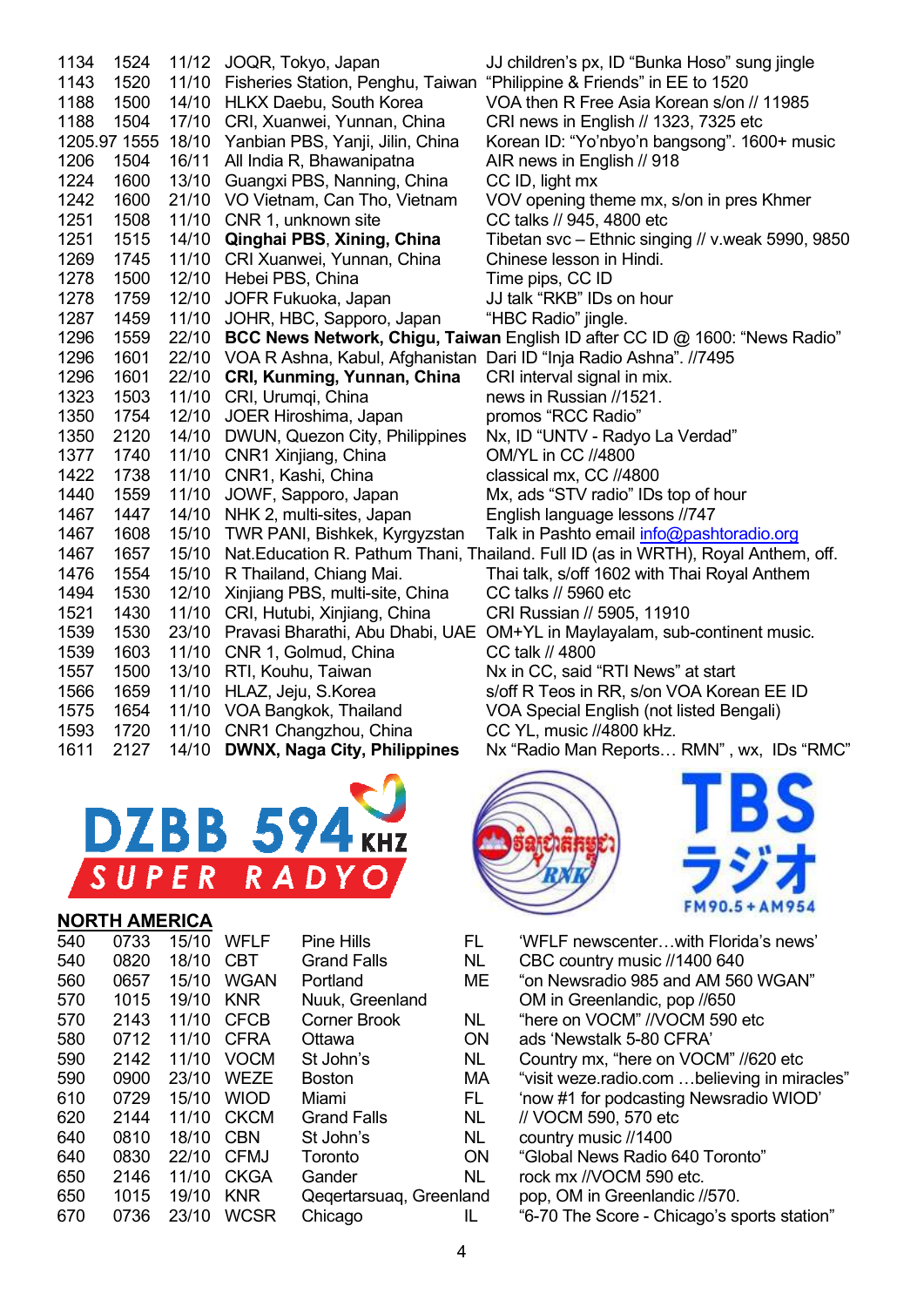| | | | | |
|---|---|---|---|---|
| 1134 | 1524 | 11/12 | JOQR, Tokyo, Japan | JJ children's px, ID "Bunka Hoso" sung jingle |
| 1143 | 1520 | 11/10 | Fisheries Station, Penghu, Taiwan | "Philippine & Friends" in EE to 1520 |
| 1188 | 1500 | 14/10 | HLKX Daebu, South Korea | VOA then R Free Asia Korean s/on // 11985 |
| 1188 | 1504 | 17/10 | CRI, Xuanwei, Yunnan, China | CRI news in English // 1323, 7325 etc |
| 1205.97 | 1555 | 18/10 | Yanbian PBS, Yanji, Jilin, China | Korean ID: "Yo'nbyo'n bangsong". 1600+ music |
| 1206 | 1504 | 16/11 | All India R, Bhawanipatna | AIR news in English // 918 |
| 1224 | 1600 | 13/10 | Guangxi PBS, Nanning, China | CC ID, light mx |
| 1242 | 1600 | 21/10 | VO Vietnam, Can Tho, Vietnam | VOV opening theme mx, s/on in pres Khmer |
| 1251 | 1508 | 11/10 | CNR 1, unknown site | CC talks // 945, 4800 etc |
| 1251 | 1515 | 14/10 | **Qinghai PBS, Xining, China** | Tibetan svc – Ethnic singing // v.weak 5990, 9850 |
| 1269 | 1745 | 11/10 | CRI Xuanwei, Yunnan, China | Chinese lesson in Hindi. |
| 1278 | 1500 | 12/10 | Hebei PBS, China | Time pips, CC ID |
| 1278 | 1759 | 12/10 | JOFR Fukuoka, Japan | JJ talk "RKB" IDs on hour |
| 1287 | 1459 | 11/10 | JOHR, HBC, Sapporo, Japan | "HBC Radio" jingle. |
| 1296 | 1559 | 22/10 | **BCC News Network, Chigu, Taiwan** | English ID after CC ID @ 1600: "News Radio" |
| 1296 | 1601 | 22/10 | VOA R Ashna, Kabul, Afghanistan | Dari ID "Inja Radio Ashna". //7495 |
| 1296 | 1601 | 22/10 | **CRI, Kunming, Yunnan, China** | CRI interval signal in mix. |
| 1323 | 1503 | 11/10 | CRI, Urumqi, China | news in Russian //1521. |
| 1350 | 1754 | 12/10 | JOER Hiroshima, Japan | promos "RCC Radio" |
| 1350 | 2120 | 14/10 | DWUN, Quezon City, Philippines | Nx, ID "UNTV - Radyo La Verdad" |
| 1377 | 1740 | 11/10 | CNR1 Xinjiang, China | OM/YL in CC //4800 |
| 1422 | 1738 | 11/10 | CNR1, Kashi, China | classical mx, CC //4800 |
| 1440 | 1559 | 11/10 | JOWF, Sapporo, Japan | Mx, ads "STV radio" IDs top of hour |
| 1467 | 1447 | 14/10 | NHK 2, multi-sites, Japan | English language lessons //747 |
| 1467 | 1608 | 15/10 | TWR PANI, Bishkek, Kyrgyzstan | Talk in Pashto email info@pashtoradio.org |
| 1467 | 1657 | 15/10 | Nat.Education R. Pathum Thani, Thailand. | Full ID (as in WRTH), Royal Anthem, off. |
| 1476 | 1554 | 15/10 | R Thailand, Chiang Mai. | Thai talk, s/off 1602 with Thai Royal Anthem |
| 1494 | 1530 | 12/10 | Xinjiang PBS, multi-site, China | CC talks // 5960 etc |
| 1521 | 1430 | 11/10 | CRI, Hutubi, Xinjiang, China | CRI Russian // 5905, 11910 |
| 1539 | 1530 | 23/10 | Pravasi Bharathi, Abu Dhabi, UAE | OM+YL in Maylayalam, sub-continent music. |
| 1539 | 1603 | 11/10 | CNR 1, Golmud, China | CC talk // 4800 |
| 1557 | 1500 | 13/10 | RTI, Kouhu, Taiwan | Nx in CC, said "RTI News" at start |
| 1566 | 1659 | 11/10 | HLAZ, Jeju, S.Korea | s/off R Teos in RR, s/on VOA Korean EE ID |
| 1575 | 1654 | 11/10 | VOA Bangkok, Thailand | VOA Special English (not listed Bengali) |
| 1593 | 1720 | 11/10 | CNR1 Changzhou, China | CC YL, music //4800 kHz. |
| 1611 | 2127 | 14/10 | **DWNX, Naga City, Philippines** | Nx "Radio Man Reports… RMN" , wx, IDs "RMC" |

## NORTH AMERICA

| | | | | | | |
|---|---|---|---|---|---|---|
| 540 | 0733 | 15/10 | WFLF | Pine Hills | FL | 'WFLF newscenter…with Florida's news' |
| 540 | 0820 | 18/10 | CBT | Grand Falls | NL | CBC country music //1400 640 |
| 560 | 0657 | 15/10 | WGAN | Portland | ME | "on Newsradio 985 and AM 560 WGAN" |
| 570 | 1015 | 19/10 | KNR | Nuuk, Greenland | | OM in Greenlandic, pop //650 |
| 570 | 2143 | 11/10 | CFCB | Corner Brook | NL | "here on VOCM" //VOCM 590 etc |
| 580 | 0712 | 11/10 | CFRA | Ottawa | ON | ads 'Newstalk 5-80 CFRA' |
| 590 | 2142 | 11/10 | VOCM | St John's | NL | Country mx, "here on VOCM" //620 etc |
| 590 | 0900 | 23/10 | WEZE | Boston | MA | "visit weze.radio.com …believing in miracles" |
| 610 | 0729 | 15/10 | WIOD | Miami | FL | 'now #1 for podcasting Newsradio WIOD' |
| 620 | 2144 | 11/10 | CKCM | Grand Falls | NL | // VOCM 590, 570 etc |
| 640 | 0810 | 18/10 | CBN | St John's | NL | country music //1400 |
| 640 | 0830 | 22/10 | CFMJ | Toronto | ON | "Global News Radio 640 Toronto" |
| 650 | 2146 | 11/10 | CKGA | Gander | NL | rock mx //VOCM 590 etc. |
| 650 | 1015 | 19/10 | KNR | Qeqertarsuaq, Greenland | | pop, OM in Greenlandic //570. |
| 670 | 0736 | 23/10 | WCSR | Chicago | IL | "6-70 The Score - Chicago's sports station" |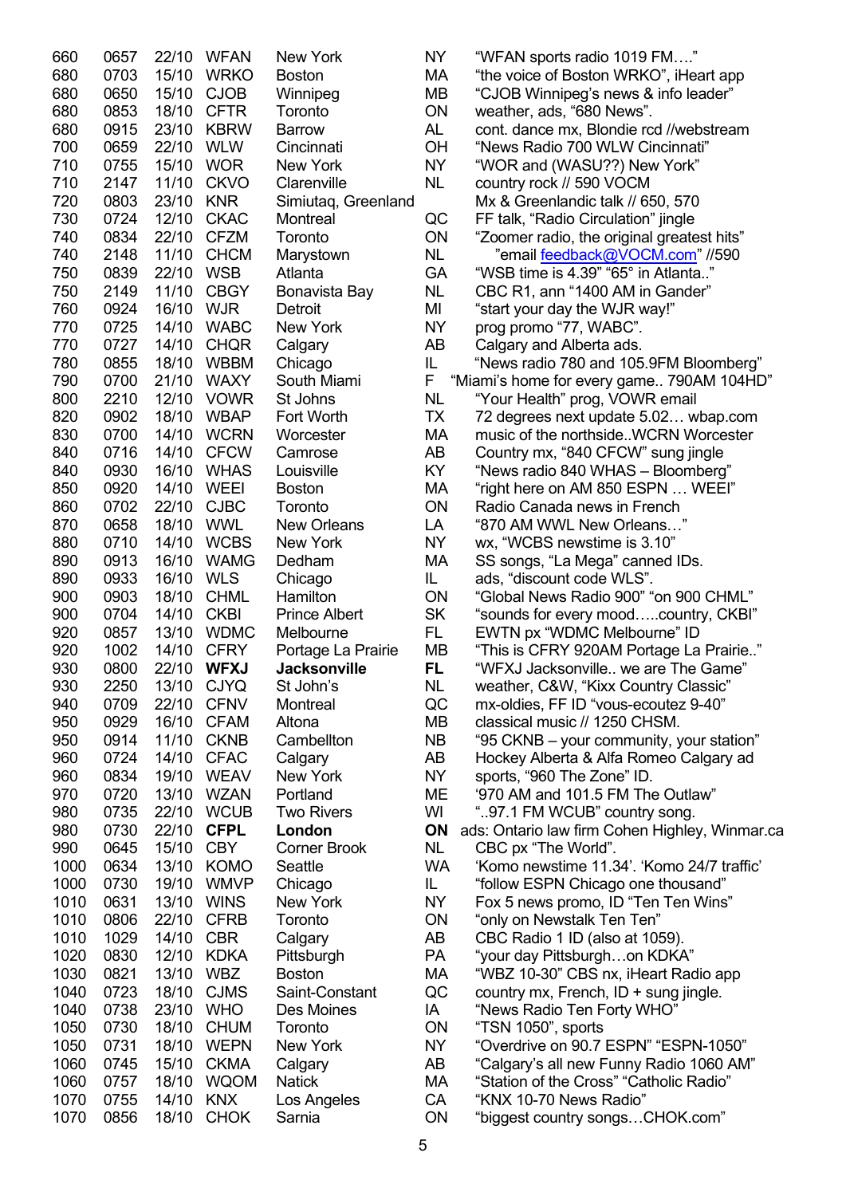| | | | | | | |
|---|---|---|---|---|---|---|
| 660 | 0657 | 22/10 | WFAN | New York | NY | "WFAN sports radio 1019 FM…." |
| 680 | 0703 | 15/10 | WRKO | Boston | MA | "the voice of Boston WRKO", iHeart app |
| 680 | 0650 | 15/10 | CJOB | Winnipeg | MB | "CJOB Winnipeg's news & info leader" |
| 680 | 0853 | 18/10 | CFTR | Toronto | ON | weather, ads, "680 News". |
| 680 | 0915 | 23/10 | KBRW | Barrow | AL | cont. dance mx, Blondie rcd //webstream |
| 700 | 0659 | 22/10 | WLW | Cincinnati | OH | "News Radio 700 WLW Cincinnati" |
| 710 | 0755 | 15/10 | WOR | New York | NY | "WOR and (WASU??) New York" |
| 710 | 2147 | 11/10 | CKVO | Clarenville | NL | country rock // 590 VOCM |
| 720 | 0803 | 23/10 | KNR | Simiutaq, Greenland | | Mx & Greenlandic talk // 650, 570 |
| 730 | 0724 | 12/10 | CKAC | Montreal | QC | FF talk, "Radio Circulation" jingle |
| 740 | 0834 | 22/10 | CFZM | Toronto | ON | "Zoomer radio, the original greatest hits" |
| 740 | 2148 | 11/10 | CHCM | Marystown | NL | "email feedback@VOCM.com" //590 |
| 750 | 0839 | 22/10 | WSB | Atlanta | GA | "WSB time is 4.39" "65° in Atlanta.." |
| 750 | 2149 | 11/10 | CBGY | Bonavista Bay | NL | CBC R1, ann "1400 AM in Gander" |
| 760 | 0924 | 16/10 | WJR | Detroit | MI | "start your day the WJR way!" |
| 770 | 0725 | 14/10 | WABC | New York | NY | prog promo "77, WABC". |
| 770 | 0727 | 14/10 | CHQR | Calgary | AB | Calgary and Alberta ads. |
| 780 | 0855 | 18/10 | WBBM | Chicago | IL | "News radio 780 and 105.9FM Bloomberg" |
| 790 | 0700 | 21/10 | WAXY | South Miami | F | "Miami's home for every game.. 790AM 104HD" |
| 800 | 2210 | 12/10 | VOWR | St Johns | NL | "Your Health" prog, VOWR email |
| 820 | 0902 | 18/10 | WBAP | Fort Worth | TX | 72 degrees next update 5.02… wbap.com |
| 830 | 0700 | 14/10 | WCRN | Worcester | MA | music of the northside..WCRN Worcester |
| 840 | 0716 | 14/10 | CFCW | Camrose | AB | Country mx, "840 CFCW" sung jingle |
| 840 | 0930 | 16/10 | WHAS | Louisville | KY | "News radio 840 WHAS – Bloomberg" |
| 850 | 0920 | 14/10 | WEEI | Boston | MA | "right here on AM 850 ESPN … WEEI" |
| 860 | 0702 | 22/10 | CJBC | Toronto | ON | Radio Canada news in French |
| 870 | 0658 | 18/10 | WWL | New Orleans | LA | "870 AM WWL New Orleans…" |
| 880 | 0710 | 14/10 | WCBS | New York | NY | wx, "WCBS newstime is 3.10" |
| 890 | 0913 | 16/10 | WAMG | Dedham | MA | SS songs, "La Mega" canned IDs. |
| 890 | 0933 | 16/10 | WLS | Chicago | IL | ads, "discount code WLS". |
| 900 | 0903 | 18/10 | CHML | Hamilton | ON | "Global News Radio 900" "on 900 CHML" |
| 900 | 0704 | 14/10 | CKBI | Prince Albert | SK | "sounds for every mood…..country, CKBI" |
| 920 | 0857 | 13/10 | WDMC | Melbourne | FL | EWTN px "WDMC Melbourne" ID |
| 920 | 1002 | 14/10 | CFRY | Portage La Prairie | MB | "This is CFRY 920AM Portage La Prairie.." |
| 930 | 0800 | 22/10 | **WFXJ** | **Jacksonville** | **FL** | "WFXJ Jacksonville.. we are The Game" |
| 930 | 2250 | 13/10 | CJYQ | St John's | NL | weather, C&W, "Kixx Country Classic" |
| 940 | 0709 | 22/10 | CFNV | Montreal | QC | mx-oldies, FF ID "vous-ecoutez 9-40" |
| 950 | 0929 | 16/10 | CFAM | Altona | MB | classical music // 1250 CHSM. |
| 950 | 0914 | 11/10 | CKNB | Cambellton | NB | "95 CKNB – your community, your station" |
| 960 | 0724 | 14/10 | CFAC | Calgary | AB | Hockey Alberta & Alfa Romeo Calgary ad |
| 960 | 0834 | 19/10 | WEAV | New York | NY | sports, "960 The Zone" ID. |
| 970 | 0720 | 13/10 | WZAN | Portland | ME | '970 AM and 101.5 FM The Outlaw" |
| 980 | 0735 | 22/10 | WCUB | Two Rivers | WI | "..97.1 FM WCUB" country song. |
| 980 | 0730 | 22/10 | **CFPL** | **London** | **ON** | ads: Ontario law firm Cohen Highley, Winmar.ca |
| 990 | 0645 | 15/10 | CBY | Corner Brook | NL | CBC px "The World". |
| 1000 | 0634 | 13/10 | KOMO | Seattle | WA | 'Komo newstime 11.34'. 'Komo 24/7 traffic' |
| 1000 | 0730 | 19/10 | WMVP | Chicago | IL | "follow ESPN Chicago one thousand" |
| 1010 | 0631 | 13/10 | WINS | New York | NY | Fox 5 news promo, ID "Ten Ten Wins" |
| 1010 | 0806 | 22/10 | CFRB | Toronto | ON | "only on Newstalk Ten Ten" |
| 1010 | 1029 | 14/10 | CBR | Calgary | AB | CBC Radio 1 ID (also at 1059). |
| 1020 | 0830 | 12/10 | KDKA | Pittsburgh | PA | "your day Pittsburgh…on KDKA" |
| 1030 | 0821 | 13/10 | WBZ | Boston | MA | "WBZ 10-30" CBS nx, iHeart Radio app |
| 1040 | 0723 | 18/10 | CJMS | Saint-Constant | QC | country mx, French, ID + sung jingle. |
| 1040 | 0738 | 23/10 | WHO | Des Moines | IA | "News Radio Ten Forty WHO" |
| 1050 | 0730 | 18/10 | CHUM | Toronto | ON | "TSN 1050", sports |
| 1050 | 0731 | 18/10 | WEPN | New York | NY | "Overdrive on 90.7 ESPN" "ESPN-1050" |
| 1060 | 0745 | 15/10 | CKMA | Calgary | AB | "Calgary's all new Funny Radio 1060 AM" |
| 1060 | 0757 | 18/10 | WQOM | Natick | MA | "Station of the Cross" "Catholic Radio" |
| 1070 | 0755 | 14/10 | KNX | Los Angeles | CA | "KNX 10-70 News Radio" |
| 1070 | 0856 | 18/10 | CHOK | Sarnia | ON | "biggest country songs…CHOK.com" |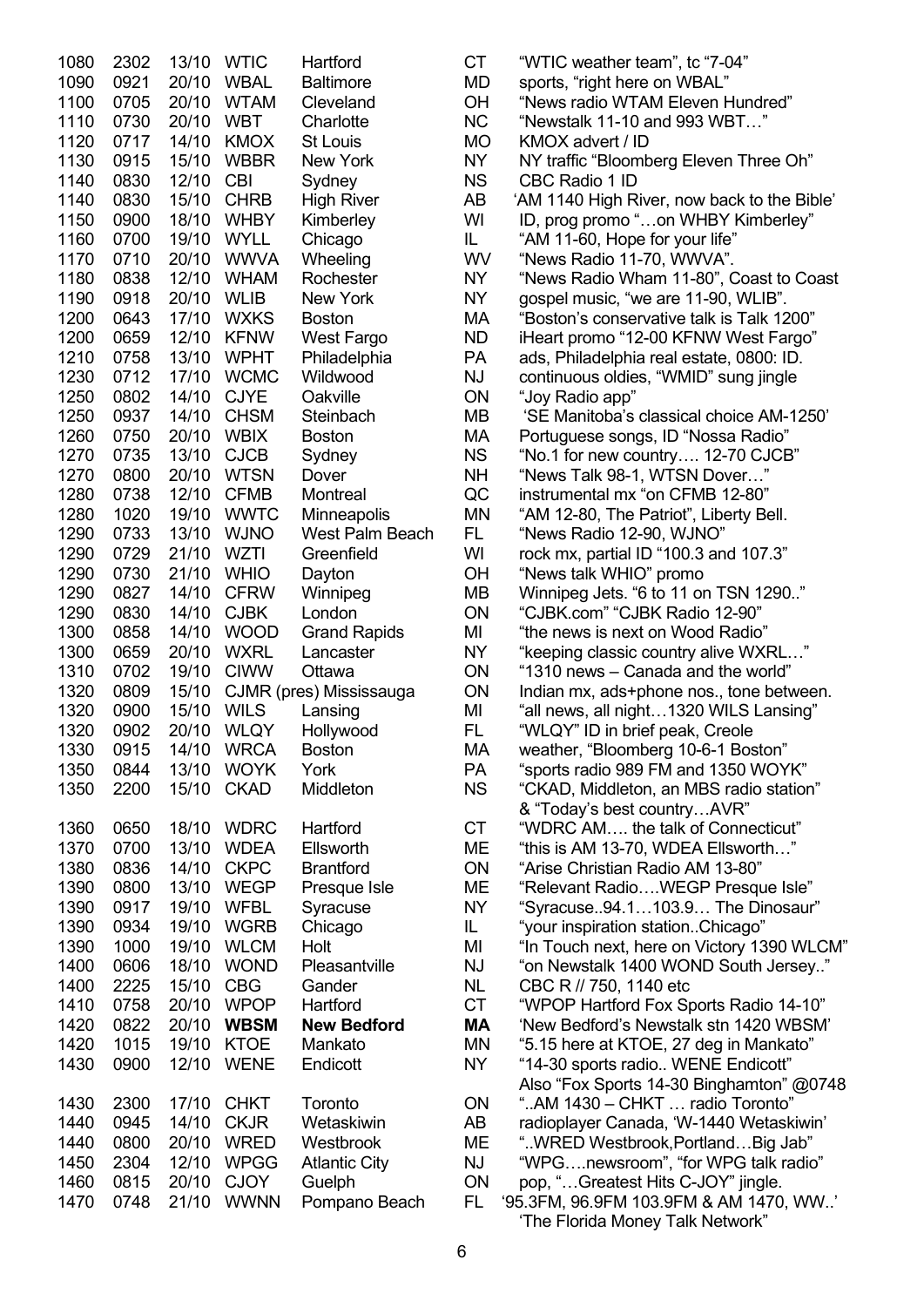| | | | | | | |
|---|---|---|---|---|---|---|
| 1080 | 2302 | 13/10 | WTIC | Hartford | CT | "WTIC weather team", tc "7-04" |
| 1090 | 0921 | 20/10 | WBAL | Baltimore | MD | sports, "right here on WBAL" |
| 1100 | 0705 | 20/10 | WTAM | Cleveland | OH | "News radio WTAM Eleven Hundred" |
| 1110 | 0730 | 20/10 | WBT | Charlotte | NC | "Newstalk 11-10 and 993 WBT…" |
| 1120 | 0717 | 14/10 | KMOX | St Louis | MO | KMOX advert / ID |
| 1130 | 0915 | 15/10 | WBBR | New York | NY | NY traffic "Bloomberg Eleven Three Oh" |
| 1140 | 0830 | 12/10 | CBI | Sydney | NS | CBC Radio 1 ID |
| 1140 | 0830 | 15/10 | CHRB | High River | AB | 'AM 1140 High River, now back to the Bible' |
| 1150 | 0900 | 18/10 | WHBY | Kimberley | WI | ID, prog promo "…on WHBY Kimberley" |
| 1160 | 0700 | 19/10 | WYLL | Chicago | IL | "AM 11-60, Hope for your life" |
| 1170 | 0710 | 20/10 | WWVA | Wheeling | WV | "News Radio 11-70, WWVA". |
| 1180 | 0838 | 12/10 | WHAM | Rochester | NY | "News Radio Wham 11-80", Coast to Coast |
| 1190 | 0918 | 20/10 | WLIB | New York | NY | gospel music, "we are 11-90, WLIB". |
| 1200 | 0643 | 17/10 | WXKS | Boston | MA | "Boston's conservative talk is Talk 1200" |
| 1200 | 0659 | 12/10 | KFNW | West Fargo | ND | iHeart promo "12-00 KFNW West Fargo" |
| 1210 | 0758 | 13/10 | WPHT | Philadelphia | PA | ads, Philadelphia real estate, 0800: ID. |
| 1230 | 0712 | 17/10 | WCMC | Wildwood | NJ | continuous oldies, "WMID" sung jingle |
| 1250 | 0802 | 14/10 | CJYE | Oakville | ON | "Joy Radio app" |
| 1250 | 0937 | 14/10 | CHSM | Steinbach | MB | 'SE Manitoba's classical choice AM-1250' |
| 1260 | 0750 | 20/10 | WBIX | Boston | MA | Portuguese songs, ID "Nossa Radio" |
| 1270 | 0735 | 13/10 | CJCB | Sydney | NS | "No.1 for new country…. 12-70 CJCB" |
| 1270 | 0800 | 20/10 | WTSN | Dover | NH | "News Talk 98-1, WTSN Dover…" |
| 1280 | 0738 | 12/10 | CFMB | Montreal | QC | instrumental mx "on CFMB 12-80" |
| 1280 | 1020 | 19/10 | WWTC | Minneapolis | MN | "AM 12-80, The Patriot", Liberty Bell. |
| 1290 | 0733 | 13/10 | WJNO | West Palm Beach | FL | "News Radio 12-90, WJNO" |
| 1290 | 0729 | 21/10 | WZTI | Greenfield | WI | rock mx, partial ID "100.3 and 107.3" |
| 1290 | 0730 | 21/10 | WHIO | Dayton | OH | "News talk WHIO" promo |
| 1290 | 0827 | 14/10 | CFRW | Winnipeg | MB | Winnipeg Jets. "6 to 11 on TSN 1290.." |
| 1290 | 0830 | 14/10 | CJBK | London | ON | "CJBK.com" "CJBK Radio 12-90" |
| 1300 | 0858 | 14/10 | WOOD | Grand Rapids | MI | "the news is next on Wood Radio" |
| 1300 | 0659 | 20/10 | WXRL | Lancaster | NY | "keeping classic country alive WXRL…" |
| 1310 | 0702 | 19/10 | CIWW | Ottawa | ON | "1310 news – Canada and the world" |
| 1320 | 0809 | 15/10 | CJMR (pres) | Mississauga | ON | Indian mx, ads+phone nos., tone between. |
| 1320 | 0900 | 15/10 | WILS | Lansing | MI | "all news, all night…1320 WILS Lansing" |
| 1320 | 0902 | 20/10 | WLQY | Hollywood | FL | "WLQY" ID in brief peak, Creole |
| 1330 | 0915 | 14/10 | WRCA | Boston | MA | weather, "Bloomberg 10-6-1 Boston" |
| 1350 | 0844 | 13/10 | WOYK | York | PA | "sports radio 989 FM and 1350 WOYK" |
| 1350 | 2200 | 15/10 | CKAD | Middleton | NS | "CKAD, Middleton, an MBS radio station" & "Today's best country…AVR" |
| 1360 | 0650 | 18/10 | WDRC | Hartford | CT | "WDRC AM…. the talk of Connecticut" |
| 1370 | 0700 | 13/10 | WDEA | Ellsworth | ME | "this is AM 13-70, WDEA Ellsworth…" |
| 1380 | 0836 | 14/10 | CKPC | Brantford | ON | "Arise Christian Radio AM 13-80" |
| 1390 | 0800 | 13/10 | WEGP | Presque Isle | ME | "Relevant Radio….WEGP Presque Isle" |
| 1390 | 0917 | 19/10 | WFBL | Syracuse | NY | "Syracuse..94.1…103.9… The Dinosaur" |
| 1390 | 0934 | 19/10 | WGRB | Chicago | IL | "your inspiration station..Chicago" |
| 1390 | 1000 | 19/10 | WLCM | Holt | MI | "In Touch next, here on Victory 1390 WLCM" |
| 1400 | 0606 | 18/10 | WOND | Pleasantville | NJ | "on Newstalk 1400 WOND South Jersey.." |
| 1400 | 2225 | 15/10 | CBG | Gander | NL | CBC R // 750, 1140 etc |
| 1410 | 0758 | 20/10 | WPOP | Hartford | CT | "WPOP Hartford Fox Sports Radio 14-10" |
| 1420 | 0822 | 20/10 | **WBSM** | **New Bedford** | **MA** | 'New Bedford's Newstalk stn 1420 WBSM' |
| 1420 | 1015 | 19/10 | KTOE | Mankato | MN | "5.15 here at KTOE, 27 deg in Mankato" |
| 1430 | 0900 | 12/10 | WENE | Endicott | NY | "14-30 sports radio.. WENE Endicott" Also "Fox Sports 14-30 Binghamton" @0748 |
| 1430 | 2300 | 17/10 | CHKT | Toronto | ON | "..AM 1430 – CHKT … radio Toronto" |
| 1440 | 0945 | 14/10 | CKJR | Wetaskiwin | AB | radioplayer Canada, 'W-1440 Wetaskiwin' |
| 1440 | 0800 | 20/10 | WRED | Westbrook | ME | "..WRED Westbrook,Portland…Big Jab" |
| 1450 | 2304 | 12/10 | WPGG | Atlantic City | NJ | "WPG….newsroom", "for WPG talk radio" |
| 1460 | 0815 | 20/10 | CJOY | Guelph | ON | pop, "…Greatest Hits C-JOY" jingle. |
| 1470 | 0748 | 21/10 | WWNN | Pompano Beach | FL | '95.3FM, 96.9FM 103.9FM & AM 1470, WW..' 'The Florida Money Talk Network" |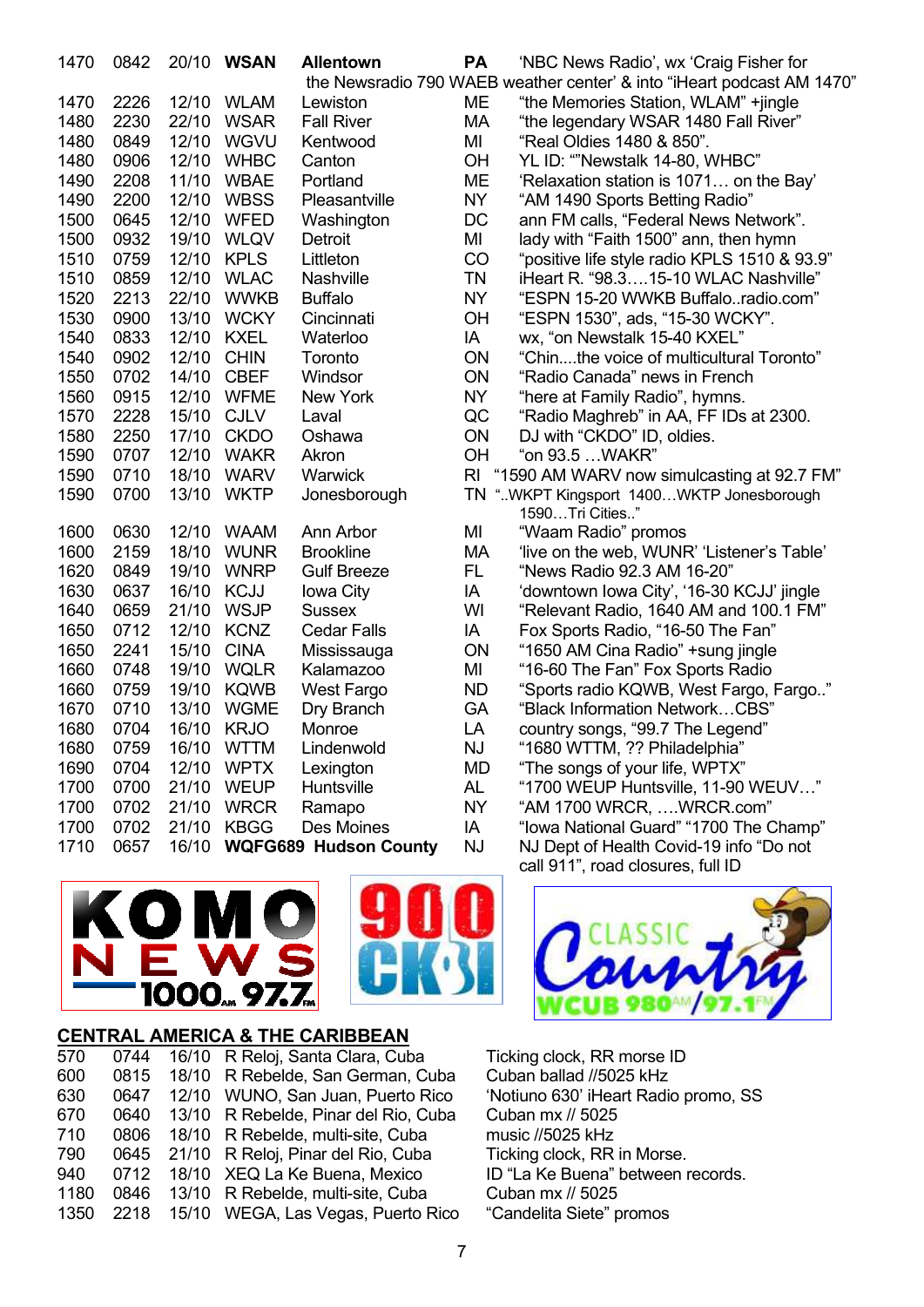| | | | | | | |
|---|---|---|---|---|---|---|
| 1470 | 0842 | 20/10 | **WSAN** | **Allentown** | **PA** | 'NBC News Radio', wx 'Craig Fisher for the Newsradio 790 WAEB weather center' & into "iHeart podcast AM 1470" |
| 1470 | 2226 | 12/10 | WLAM | Lewiston | ME | "the Memories Station, WLAM" +jingle |
| 1480 | 2230 | 22/10 | WSAR | Fall River | MA | "the legendary WSAR 1480 Fall River" |
| 1480 | 0849 | 12/10 | WGVU | Kentwood | MI | "Real Oldies 1480 & 850". |
| 1480 | 0906 | 12/10 | WHBC | Canton | OH | YL ID: ""Newstalk 14-80, WHBC" |
| 1490 | 2208 | 11/10 | WBAE | Portland | ME | 'Relaxation station is 1071… on the Bay' |
| 1490 | 2200 | 12/10 | WBSS | Pleasantville | NY | "AM 1490 Sports Betting Radio" |
| 1500 | 0645 | 12/10 | WFED | Washington | DC | ann FM calls, "Federal News Network". |
| 1500 | 0932 | 19/10 | WLQV | Detroit | MI | lady with "Faith 1500" ann, then hymn |
| 1510 | 0759 | 12/10 | KPLS | Littleton | CO | "positive life style radio KPLS 1510 & 93.9" |
| 1510 | 0859 | 12/10 | WLAC | Nashville | TN | iHeart R. "98.3….15-10 WLAC Nashville" |
| 1520 | 2213 | 22/10 | WWKB | Buffalo | NY | "ESPN 15-20 WWKB Buffalo..radio.com" |
| 1530 | 0900 | 13/10 | WCKY | Cincinnati | OH | "ESPN 1530", ads, "15-30 WCKY". |
| 1540 | 0833 | 12/10 | KXEL | Waterloo | IA | wx, "on Newstalk 15-40 KXEL" |
| 1540 | 0902 | 12/10 | CHIN | Toronto | ON | "Chin....the voice of multicultural Toronto" |
| 1550 | 0702 | 14/10 | CBEF | Windsor | ON | "Radio Canada" news in French |
| 1560 | 0915 | 12/10 | WFME | New York | NY | "here at Family Radio", hymns. |
| 1570 | 2228 | 15/10 | CJLV | Laval | QC | "Radio Maghreb" in AA, FF IDs at 2300. |
| 1580 | 2250 | 17/10 | CKDO | Oshawa | ON | DJ with "CKDO" ID, oldies. |
| 1590 | 0707 | 12/10 | WAKR | Akron | OH | "on 93.5 …WAKR" |
| 1590 | 0710 | 18/10 | WARV | Warwick | RI | "1590 AM WARV now simulcasting at 92.7 FM" |
| 1590 | 0700 | 13/10 | WKTP | Jonesborough | TN | "..WKPT Kingsport 1400…WKTP Jonesborough 1590…Tri Cities.." |
| 1600 | 0630 | 12/10 | WAAM | Ann Arbor | MI | "Waam Radio" promos |
| 1600 | 2159 | 18/10 | WUNR | Brookline | MA | 'live on the web, WUNR' 'Listener's Table' |
| 1620 | 0849 | 19/10 | WNRP | Gulf Breeze | FL | "News Radio 92.3 AM 16-20" |
| 1630 | 0637 | 16/10 | KCJJ | Iowa City | IA | 'downtown Iowa City', '16-30 KCJJ' jingle |
| 1640 | 0659 | 21/10 | WSJP | Sussex | WI | "Relevant Radio, 1640 AM and 100.1 FM" |
| 1650 | 0712 | 12/10 | KCNZ | Cedar Falls | IA | Fox Sports Radio, "16-50 The Fan" |
| 1650 | 2241 | 15/10 | CINA | Mississauga | ON | "1650 AM Cina Radio" +sung jingle |
| 1660 | 0748 | 19/10 | WQLR | Kalamazoo | MI | "16-60 The Fan" Fox Sports Radio |
| 1660 | 0759 | 19/10 | KQWB | West Fargo | ND | "Sports radio KQWB, West Fargo, Fargo.." |
| 1670 | 0710 | 13/10 | WGME | Dry Branch | GA | "Black Information Network…CBS" |
| 1680 | 0704 | 16/10 | KRJO | Monroe | LA | country songs, "99.7 The Legend" |
| 1680 | 0759 | 16/10 | WTTM | Lindenwold | NJ | "1680 WTTM, ?? Philadelphia" |
| 1690 | 0704 | 12/10 | WPTX | Lexington | MD | "The songs of your life, WPTX" |
| 1700 | 0700 | 21/10 | WEUP | Huntsville | AL | "1700 WEUP Huntsville, 11-90 WEUV…" |
| 1700 | 0702 | 21/10 | WRCR | Ramapo | NY | "AM 1700 WRCR, ….WRCR.com" |
| 1700 | 0702 | 21/10 | KBGG | Des Moines | IA | "Iowa National Guard" "1700 The Champ" |
| 1710 | 0657 | 16/10 | **WQFG689** | **Hudson County** | NJ | NJ Dept of Health Covid-19 info "Do not call 911", road closures, full ID |

## CENTRAL AMERICA & THE CARIBBEAN

| | | | | |
|---|---|---|---|---|
| 570 | 0744 | 16/10 | R Reloj, Santa Clara, Cuba | Ticking clock, RR morse ID |
| 600 | 0815 | 18/10 | R Rebelde, San German, Cuba | Cuban ballad //5025 kHz |
| 630 | 0647 | 12/10 | WUNO, San Juan, Puerto Rico | 'Notiuno 630' iHeart Radio promo, SS |
| 670 | 0640 | 13/10 | R Rebelde, Pinar del Rio, Cuba | Cuban mx // 5025 |
| 710 | 0806 | 18/10 | R Rebelde, multi-site, Cuba | music //5025 kHz |
| 790 | 0645 | 21/10 | R Reloj, Pinar del Rio, Cuba | Ticking clock, RR in Morse. |
| 940 | 0712 | 18/10 | XEQ La Ke Buena, Mexico | ID "La Ke Buena" between records. |
| 1180 | 0846 | 13/10 | R Rebelde, multi-site, Cuba | Cuban mx // 5025 |
| 1350 | 2218 | 15/10 | WEGA, Las Vegas, Puerto Rico | "Candelita Siete" promos |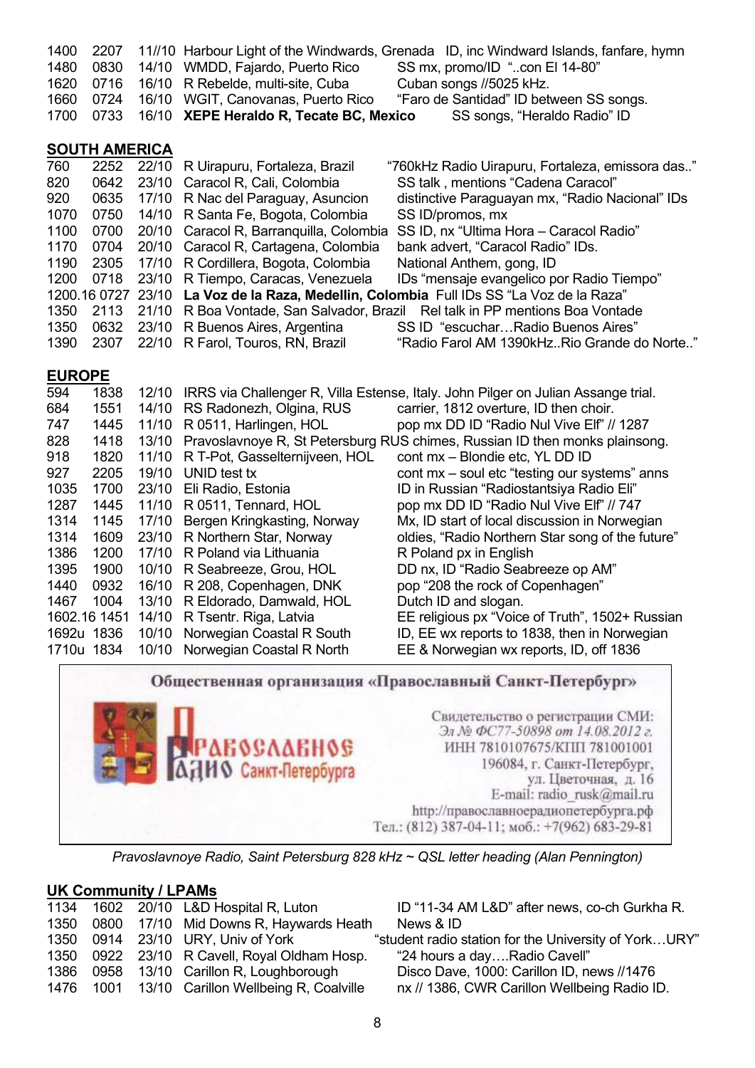| | | | | |
|---|---|---|---|---|
| 1400 | 2207 | 11//10 | Harbour Light of the Windwards, Grenada | ID, inc Windward Islands, fanfare, hymn |
| 1480 | 0830 | 14/10 | WMDD, Fajardo, Puerto Rico | SS mx, promo/ID "..con El 14-80" |
| 1620 | 0716 | 16/10 | R Rebelde, multi-site, Cuba | Cuban songs //5025 kHz. |
| 1660 | 0724 | 16/10 | WGIT, Canovanas, Puerto Rico | "Faro de Santidad" ID between SS songs. |
| 1700 | 0733 | 16/10 | **XEPE Heraldo R, Tecate BC, Mexico** | SS songs, "Heraldo Radio" ID |

## SOUTH AMERICA

| | | | | |
|---|---|---|---|---|
| 760 | 2252 | 22/10 | R Uirapuru, Fortaleza, Brazil | "760kHz Radio Uirapuru, Fortaleza, emissora das.." |
| 820 | 0642 | 23/10 | Caracol R, Cali, Colombia | SS talk , mentions "Cadena Caracol" |
| 920 | 0635 | 17/10 | R Nac del Paraguay, Asuncion | distinctive Paraguayan mx, "Radio Nacional" IDs |
| 1070 | 0750 | 14/10 | R Santa Fe, Bogota, Colombia | SS ID/promos, mx |
| 1100 | 0700 | 20/10 | Caracol R, Barranquilla, Colombia | SS ID, nx "Ultima Hora – Caracol Radio" |
| 1170 | 0704 | 20/10 | Caracol R, Cartagena, Colombia | bank advert, "Caracol Radio" IDs. |
| 1190 | 2305 | 17/10 | R Cordillera, Bogota, Colombia | National Anthem, gong, ID |
| 1200 | 0718 | 23/10 | R Tiempo, Caracas, Venezuela | IDs "mensaje evangelico por Radio Tiempo" |
| 1200.16 | 0727 | 23/10 | **La Voz de la Raza, Medellin, Colombia** | Full IDs SS "La Voz de la Raza" |
| 1350 | 2113 | 21/10 | R Boa Vontade, San Salvador, Brazil | Rel talk in PP mentions Boa Vontade |
| 1350 | 0632 | 23/10 | R Buenos Aires, Argentina | SS ID "escuchar…Radio Buenos Aires" |
| 1390 | 2307 | 22/10 | R Farol, Touros, RN, Brazil | "Radio Farol AM 1390kHz..Rio Grande do Norte.." |

## EUROPE

| | | | | |
|---|---|---|---|---|
| 594 | 1838 | 12/10 | IRRS via Challenger R, Villa Estense, Italy. | John Pilger on Julian Assange trial. |
| 684 | 1551 | 14/10 | RS Radonezh, Olgina, RUS | carrier, 1812 overture, ID then choir. |
| 747 | 1445 | 11/10 | R 0511, Harlingen, HOL | pop mx DD ID "Radio Nul Vive Elf" // 1287 |
| 828 | 1418 | 13/10 | Pravoslavnoye R, St Petersburg RUS | chimes, Russian ID then monks plainsong. |
| 918 | 1820 | 11/10 | R T-Pot, Gasselternijveen, HOL | cont mx – Blondie etc, YL DD ID |
| 927 | 2205 | 19/10 | UNID test tx | cont mx – soul etc "testing our systems" anns |
| 1035 | 1700 | 23/10 | Eli Radio, Estonia | ID in Russian "Radiostantsiya Radio Eli" |
| 1287 | 1445 | 11/10 | R 0511, Tennard, HOL | pop mx DD ID "Radio Nul Vive Elf" // 747 |
| 1314 | 1145 | 17/10 | Bergen Kringkasting, Norway | Mx, ID start of local discussion in Norwegian |
| 1314 | 1609 | 23/10 | R Northern Star, Norway | oldies, "Radio Northern Star song of the future" |
| 1386 | 1200 | 17/10 | R Poland via Lithuania | R Poland px in English |
| 1395 | 1900 | 10/10 | R Seabreeze, Grou, HOL | DD nx, ID "Radio Seabreeze op AM" |
| 1440 | 0932 | 16/10 | R 208, Copenhagen, DNK | pop "208 the rock of Copenhagen" |
| 1467 | 1004 | 13/10 | R Eldorado, Damwald, HOL | Dutch ID and slogan. |
| 1602.16 | 1451 | 14/10 | R Tsentr. Riga, Latvia | EE religious px "Voice of Truth", 1502+ Russian |
| 1692u | 1836 | 10/10 | Norwegian Coastal R South | ID, EE wx reports to 1838, then in Norwegian |
| 1710u | 1834 | 10/10 | Norwegian Coastal R North | EE & Norwegian wx reports, ID, off 1836 |

Общественная организация «Православный Санкт-Петербург»

Православное Радио Санкт-Петербурга

Свидетельство о регистрации СМИ:
Эл № ФС77-50898 от 14.08.2012 г.
ИНН 7810107675/КПП 781001001
196084, г. Санкт-Петербург,
ул. Цветочная, д. 16
E-mail: radio_rusk@mail.ru
http://православноерадиопетербурга.рф
Тел.: (812) 387-04-11; моб.: +7(962) 683-29-81

*Pravoslavnoye Radio, Saint Petersburg 828 kHz ~ QSL letter heading (Alan Pennington)*

## UK Community / LPAMs

| | | | | |
|---|---|---|---|---|
| 1134 | 1602 | 20/10 | L&D Hospital R, Luton | ID "11-34 AM L&D" after news, co-ch Gurkha R. |
| 1350 | 0800 | 17/10 | Mid Downs R, Haywards Heath | News & ID |
| 1350 | 0914 | 23/10 | URY, Univ of York | "student radio station for the University of York…URY" |
| 1350 | 0922 | 23/10 | R Cavell, Royal Oldham Hosp. | "24 hours a day….Radio Cavell" |
| 1386 | 0958 | 13/10 | Carillon R, Loughborough | Disco Dave, 1000: Carillon ID, news //1476 |
| 1476 | 1001 | 13/10 | Carillon Wellbeing R, Coalville | nx // 1386, CWR Carillon Wellbeing Radio ID. |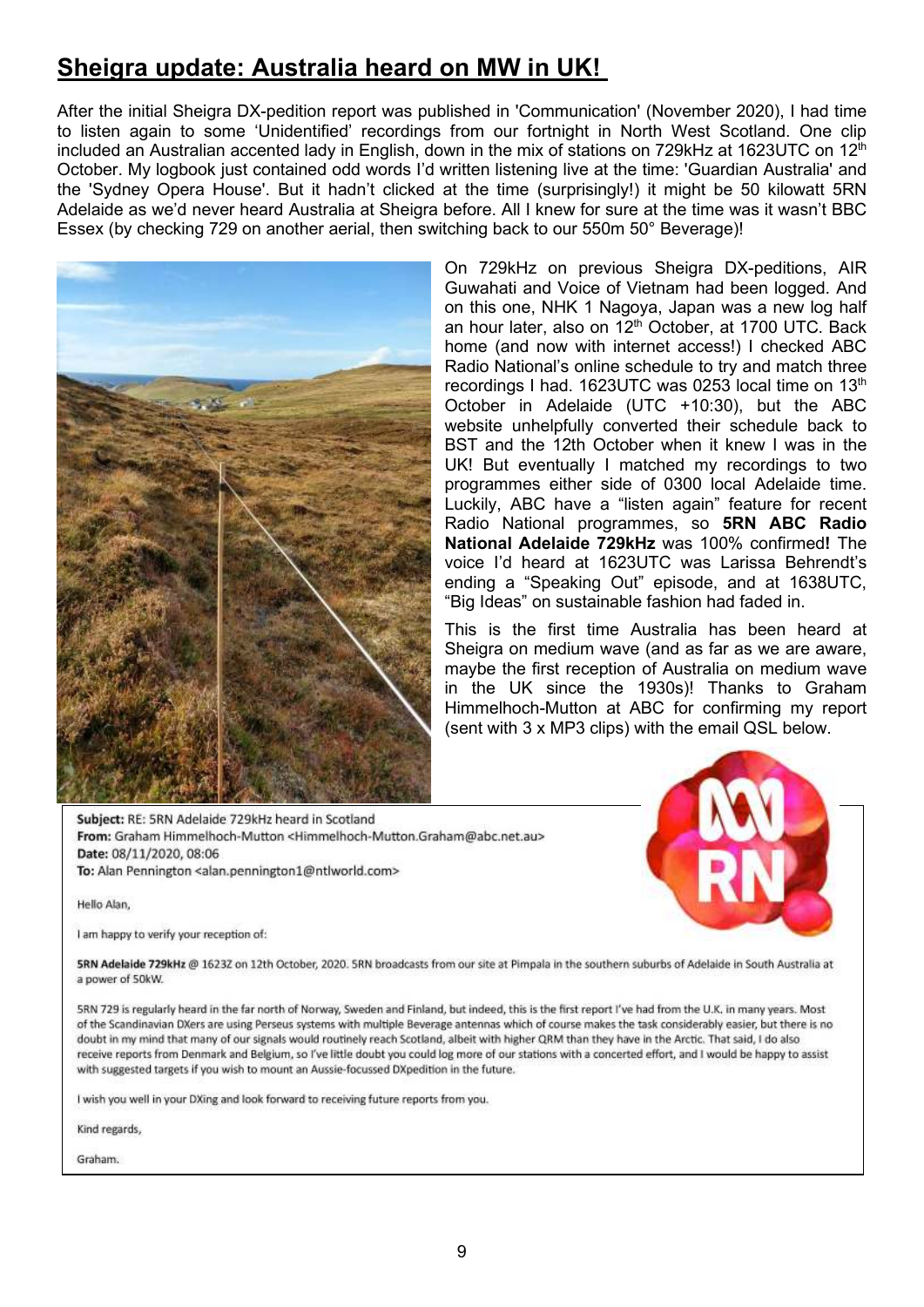# Sheigra update: Australia heard on MW in UK!

After the initial Sheigra DX-pedition report was published in 'Communication' (November 2020), I had time to listen again to some 'Unidentified' recordings from our fortnight in North West Scotland. One clip included an Australian accented lady in English, down in the mix of stations on 729kHz at 1623UTC on 12th October. My logbook just contained odd words I'd written listening live at the time: 'Guardian Australia' and the 'Sydney Opera House'. But it hadn't clicked at the time (surprisingly!) it might be 50 kilowatt 5RN Adelaide as we'd never heard Australia at Sheigra before. All I knew for sure at the time was it wasn't BBC Essex (by checking 729 on another aerial, then switching back to our 550m 50° Beverage)!

On 729kHz on previous Sheigra DX-peditions, AIR Guwahati and Voice of Vietnam had been logged. And on this one, NHK 1 Nagoya, Japan was a new log half an hour later, also on 12th October, at 1700 UTC. Back home (and now with internet access!) I checked ABC Radio National's online schedule to try and match three recordings I had. 1623UTC was 0253 local time on 13th October in Adelaide (UTC +10:30), but the ABC website unhelpfully converted their schedule back to BST and the 12th October when it knew I was in the UK! But eventually I matched my recordings to two programmes either side of 0300 local Adelaide time. Luckily, ABC have a "listen again" feature for recent Radio National programmes, so **5RN ABC Radio National Adelaide 729kHz** was 100% confirmed**!** The voice I'd heard at 1623UTC was Larissa Behrendt's ending a "Speaking Out" episode, and at 1638UTC, "Big Ideas" on sustainable fashion had faded in.

This is the first time Australia has been heard at Sheigra on medium wave (and as far as we are aware, maybe the first reception of Australia on medium wave in the UK since the 1930s)! Thanks to Graham Himmelhoch-Mutton at ABC for confirming my report (sent with 3 x MP3 clips) with the email QSL below.

**Subject:** RE: 5RN Adelaide 729kHz heard in Scotland
**From:** Graham Himmelhoch-Mutton <Himmelhoch-Mutton.Graham@abc.net.au>
**Date:** 08/11/2020, 08:06
**To:** Alan Pennington <alan.pennington1@ntlworld.com>

Hello Alan,

I am happy to verify your reception of:

**5RN Adelaide 729kHz** @ 1623Z on 12th October, 2020. 5RN broadcasts from our site at Pimpala in the southern suburbs of Adelaide in South Australia at a power of 50kW.

5RN 729 is regularly heard in the far north of Norway, Sweden and Finland, but indeed, this is the first report I've had from the U.K. in many years. Most of the Scandinavian DXers are using Perseus systems with multiple Beverage antennas which of course makes the task considerably easier, but there is no doubt in my mind that many of our signals would routinely reach Scotland, albeit with higher QRM than they have in the Arctic. That said, I do also receive reports from Denmark and Belgium, so I've little doubt you could log more of our stations with a concerted effort, and I would be happy to assist with suggested targets if you wish to mount an Aussie-focussed DXpedition in the future.

I wish you well in your DXing and look forward to receiving future reports from you.

Kind regards,

Graham.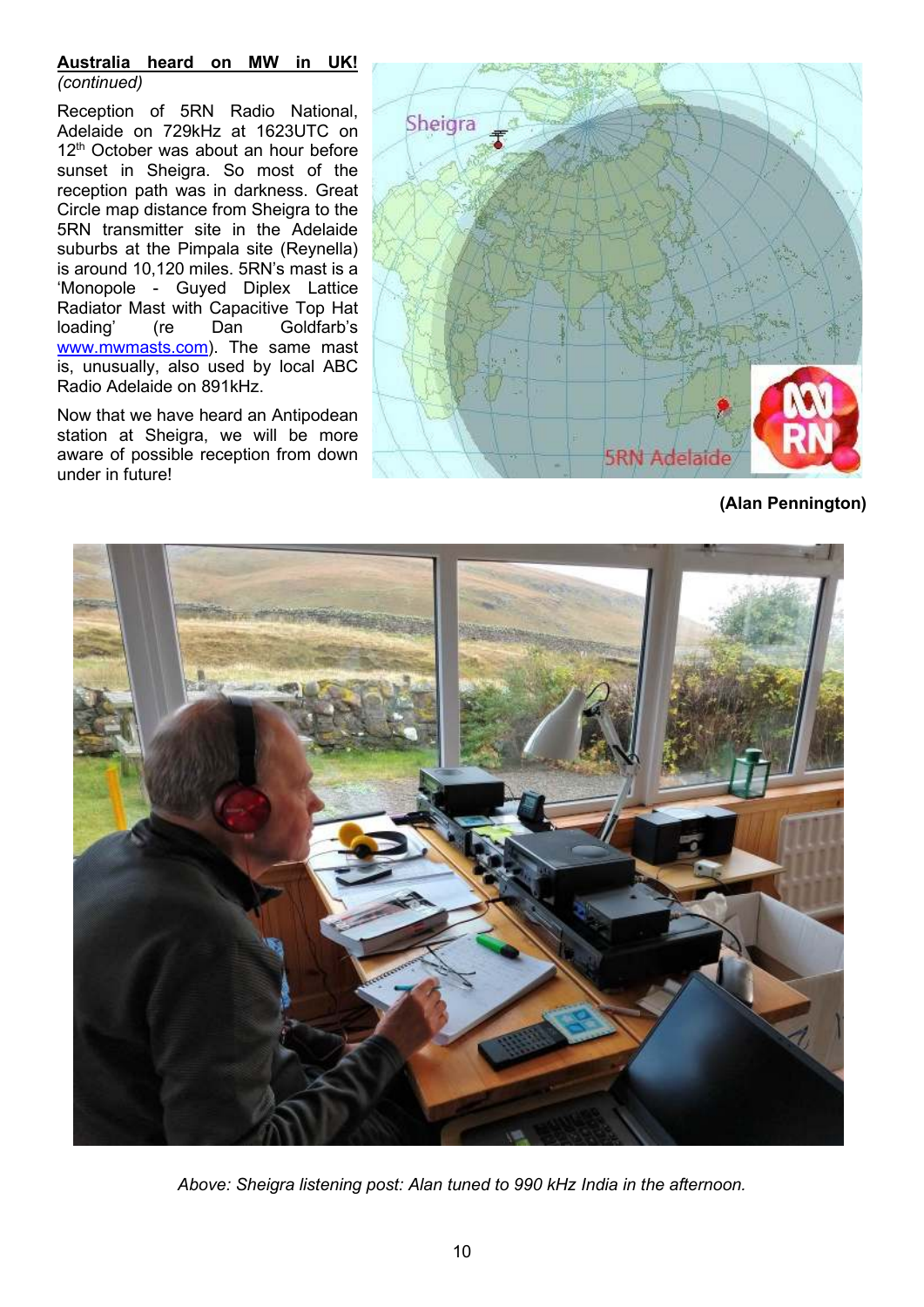**Australia heard on MW in UK!**
*(continued)*

Reception of 5RN Radio National, Adelaide on 729kHz at 1623UTC on 12th October was about an hour before sunset in Sheigra. So most of the reception path was in darkness. Great Circle map distance from Sheigra to the 5RN transmitter site in the Adelaide suburbs at the Pimpala site (Reynella) is around 10,120 miles. 5RN's mast is a 'Monopole - Guyed Diplex Lattice Radiator Mast with Capacitive Top Hat loading' (re Dan Goldfarb's www.mwmasts.com). The same mast is, unusually, also used by local ABC Radio Adelaide on 891kHz.

Now that we have heard an Antipodean station at Sheigra, we will be more aware of possible reception from down under in future!

**(Alan Pennington)**

*Above: Sheigra listening post: Alan tuned to 990 kHz India in the afternoon.*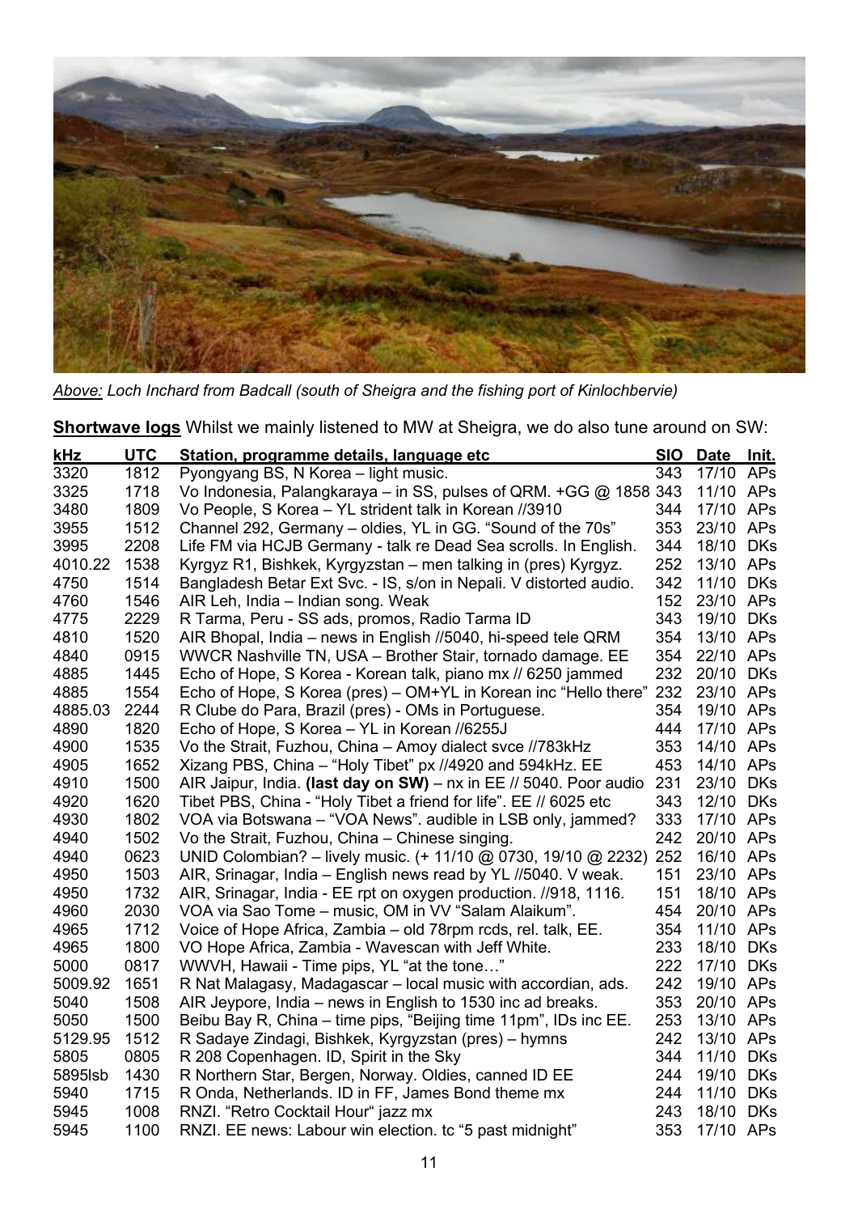*Above:* *Loch Inchard from Badcall (south of Sheigra and the fishing port of Kinlochbervie)*

**Shortwave logs** Whilst we mainly listened to MW at Sheigra, we do also tune around on SW:

| kHz | UTC | Station, programme details, language etc | SIO | Date | Init. |
|---|---|---|---|---|---|
| 3320 | 1812 | Pyongyang BS, N Korea – light music. | 343 | 17/10 | APs |
| 3325 | 1718 | Vo Indonesia, Palangkaraya – in SS, pulses of QRM. +GG @ 1858 | 343 | 11/10 | APs |
| 3480 | 1809 | Vo People, S Korea – YL strident talk in Korean //3910 | 344 | 17/10 | APs |
| 3955 | 1512 | Channel 292, Germany – oldies, YL in GG. "Sound of the 70s" | 353 | 23/10 | APs |
| 3995 | 2208 | Life FM via HCJB Germany - talk re Dead Sea scrolls. In English. | 344 | 18/10 | DKs |
| 4010.22 | 1538 | Kyrgyz R1, Bishkek, Kyrgyzstan – men talking in (pres) Kyrgyz. | 252 | 13/10 | APs |
| 4750 | 1514 | Bangladesh Betar Ext Svc. - IS, s/on in Nepali. V distorted audio. | 342 | 11/10 | DKs |
| 4760 | 1546 | AIR Leh, India – Indian song. Weak | 152 | 23/10 | APs |
| 4775 | 2229 | R Tarma, Peru - SS ads, promos, Radio Tarma ID | 343 | 19/10 | DKs |
| 4810 | 1520 | AIR Bhopal, India – news in English //5040, hi-speed tele QRM | 354 | 13/10 | APs |
| 4840 | 0915 | WWCR Nashville TN, USA – Brother Stair, tornado damage. EE | 354 | 22/10 | APs |
| 4885 | 1445 | Echo of Hope, S Korea - Korean talk, piano mx // 6250 jammed | 232 | 20/10 | DKs |
| 4885 | 1554 | Echo of Hope, S Korea (pres) – OM+YL in Korean inc "Hello there" | 232 | 23/10 | APs |
| 4885.03 | 2244 | R Clube do Para, Brazil (pres) - OMs in Portuguese. | 354 | 19/10 | APs |
| 4890 | 1820 | Echo of Hope, S Korea – YL in Korean //6255J | 444 | 17/10 | APs |
| 4900 | 1535 | Vo the Strait, Fuzhou, China – Amoy dialect svce //783kHz | 353 | 14/10 | APs |
| 4905 | 1652 | Xizang PBS, China – "Holy Tibet" px //4920 and 594kHz. EE | 453 | 14/10 | APs |
| 4910 | 1500 | AIR Jaipur, India. **(last day on SW)** – nx in EE // 5040. Poor audio | 231 | 23/10 | DKs |
| 4920 | 1620 | Tibet PBS, China - "Holy Tibet a friend for life". EE // 6025 etc | 343 | 12/10 | DKs |
| 4930 | 1802 | VOA via Botswana – "VOA News". audible in LSB only, jammed? | 333 | 17/10 | APs |
| 4940 | 1502 | Vo the Strait, Fuzhou, China – Chinese singing. | 242 | 20/10 | APs |
| 4940 | 0623 | UNID Colombian? – lively music. (+ 11/10 @ 0730, 19/10 @ 2232) | 252 | 16/10 | APs |
| 4950 | 1503 | AIR, Srinagar, India – English news read by YL //5040. V weak. | 151 | 23/10 | APs |
| 4950 | 1732 | AIR, Srinagar, India - EE rpt on oxygen production. //918, 1116. | 151 | 18/10 | APs |
| 4960 | 2030 | VOA via Sao Tome – music, OM in VV "Salam Alaikum". | 454 | 20/10 | APs |
| 4965 | 1712 | Voice of Hope Africa, Zambia – old 78rpm rcds, rel. talk, EE. | 354 | 11/10 | APs |
| 4965 | 1800 | VO Hope Africa, Zambia - Wavescan with Jeff White. | 233 | 18/10 | DKs |
| 5000 | 0817 | WWVH, Hawaii - Time pips, YL "at the tone…" | 222 | 17/10 | DKs |
| 5009.92 | 1651 | R Nat Malagasy, Madagascar – local music with accordian, ads. | 242 | 19/10 | APs |
| 5040 | 1508 | AIR Jeypore, India – news in English to 1530 inc ad breaks. | 353 | 20/10 | APs |
| 5050 | 1500 | Beibu Bay R, China – time pips, "Beijing time 11pm", IDs inc EE. | 253 | 13/10 | APs |
| 5129.95 | 1512 | R Sadaye Zindagi, Bishkek, Kyrgyzstan (pres) – hymns | 242 | 13/10 | APs |
| 5805 | 0805 | R 208 Copenhagen. ID, Spirit in the Sky | 344 | 11/10 | DKs |
| 5895lsb | 1430 | R Northern Star, Bergen, Norway. Oldies, canned ID EE | 244 | 19/10 | DKs |
| 5940 | 1715 | R Onda, Netherlands. ID in FF, James Bond theme mx | 244 | 11/10 | DKs |
| 5945 | 1008 | RNZI. "Retro Cocktail Hour" jazz mx | 243 | 18/10 | DKs |
| 5945 | 1100 | RNZI. EE news: Labour win election. tc "5 past midnight" | 353 | 17/10 | APs |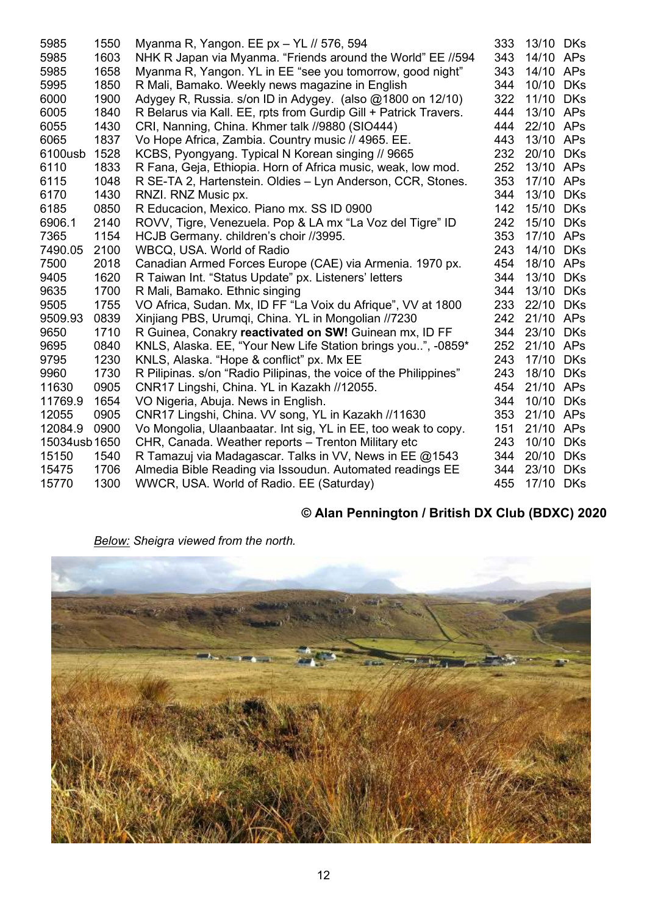| | | | | | |
|---|---|---|---|---|---|
| 5985 | 1550 | Myanma R, Yangon. EE px – YL // 576, 594 | 333 | 13/10 | DKs |
| 5985 | 1603 | NHK R Japan via Myanma. "Friends around the World" EE //594 | 343 | 14/10 | APs |
| 5985 | 1658 | Myanma R, Yangon. YL in EE "see you tomorrow, good night" | 343 | 14/10 | APs |
| 5995 | 1850 | R Mali, Bamako. Weekly news magazine in English | 344 | 10/10 | DKs |
| 6000 | 1900 | Adygey R, Russia. s/on ID in Adygey. (also @1800 on 12/10) | 322 | 11/10 | DKs |
| 6005 | 1840 | R Belarus via Kall. EE, rpts from Gurdip Gill + Patrick Travers. | 444 | 13/10 | APs |
| 6055 | 1430 | CRI, Nanning, China. Khmer talk //9880 (SIO444) | 444 | 22/10 | APs |
| 6065 | 1837 | Vo Hope Africa, Zambia. Country music // 4965. EE. | 443 | 13/10 | APs |
| 6100usb | 1528 | KCBS, Pyongyang. Typical N Korean singing // 9665 | 232 | 20/10 | DKs |
| 6110 | 1833 | R Fana, Geja, Ethiopia. Horn of Africa music, weak, low mod. | 252 | 13/10 | APs |
| 6115 | 1048 | R SE-TA 2, Hartenstein. Oldies – Lyn Anderson, CCR, Stones. | 353 | 17/10 | APs |
| 6170 | 1430 | RNZI. RNZ Music px. | 344 | 13/10 | DKs |
| 6185 | 0850 | R Educacion, Mexico. Piano mx. SS ID 0900 | 142 | 15/10 | DKs |
| 6906.1 | 2140 | ROVV, Tigre, Venezuela. Pop & LA mx "La Voz del Tigre" ID | 242 | 15/10 | DKs |
| 7365 | 1154 | HCJB Germany. children's choir //3995. | 353 | 17/10 | APs |
| 7490.05 | 2100 | WBCQ, USA. World of Radio | 243 | 14/10 | DKs |
| 7500 | 2018 | Canadian Armed Forces Europe (CAE) via Armenia. 1970 px. | 454 | 18/10 | APs |
| 9405 | 1620 | R Taiwan Int. "Status Update" px. Listeners' letters | 344 | 13/10 | DKs |
| 9635 | 1700 | R Mali, Bamako. Ethnic singing | 344 | 13/10 | DKs |
| 9505 | 1755 | VO Africa, Sudan. Mx, ID FF "La Voix du Afrique", VV at 1800 | 233 | 22/10 | DKs |
| 9509.93 | 0839 | Xinjiang PBS, Urumqi, China. YL in Mongolian //7230 | 242 | 21/10 | APs |
| 9650 | 1710 | R Guinea, Conakry **reactivated on SW!** Guinean mx, ID FF | 344 | 23/10 | DKs |
| 9695 | 0840 | KNLS, Alaska. EE, "Your New Life Station brings you..", -0859* | 252 | 21/10 | APs |
| 9795 | 1230 | KNLS, Alaska. "Hope & conflict" px. Mx EE | 243 | 17/10 | DKs |
| 9960 | 1730 | R Pilipinas. s/on "Radio Pilipinas, the voice of the Philippines" | 243 | 18/10 | DKs |
| 11630 | 0905 | CNR17 Lingshi, China. YL in Kazakh //12055. | 454 | 21/10 | APs |
| 11769.9 | 1654 | VO Nigeria, Abuja. News in English. | 344 | 10/10 | DKs |
| 12055 | 0905 | CNR17 Lingshi, China, VV song, YL in Kazakh //11630 | 353 | 21/10 | APs |
| 12084.9 | 0900 | Vo Mongolia, Ulaanbaatar. Int sig, YL in EE, too weak to copy. | 151 | 21/10 | APs |
| 15034usb | 1650 | CHR, Canada. Weather reports – Trenton Military etc | 243 | 10/10 | DKs |
| 15150 | 1540 | R Tamazuj via Madagascar. Talks in VV, News in EE @1543 | 344 | 20/10 | DKs |
| 15475 | 1706 | Almedia Bible Reading via Issoudun. Automated readings EE | 344 | 23/10 | DKs |
| 15770 | 1300 | WWCR, USA. World of Radio. EE (Saturday) | 455 | 17/10 | DKs |

**© Alan Pennington / British DX Club (BDXC) 2020**

*Below: Sheigra viewed from the north.*